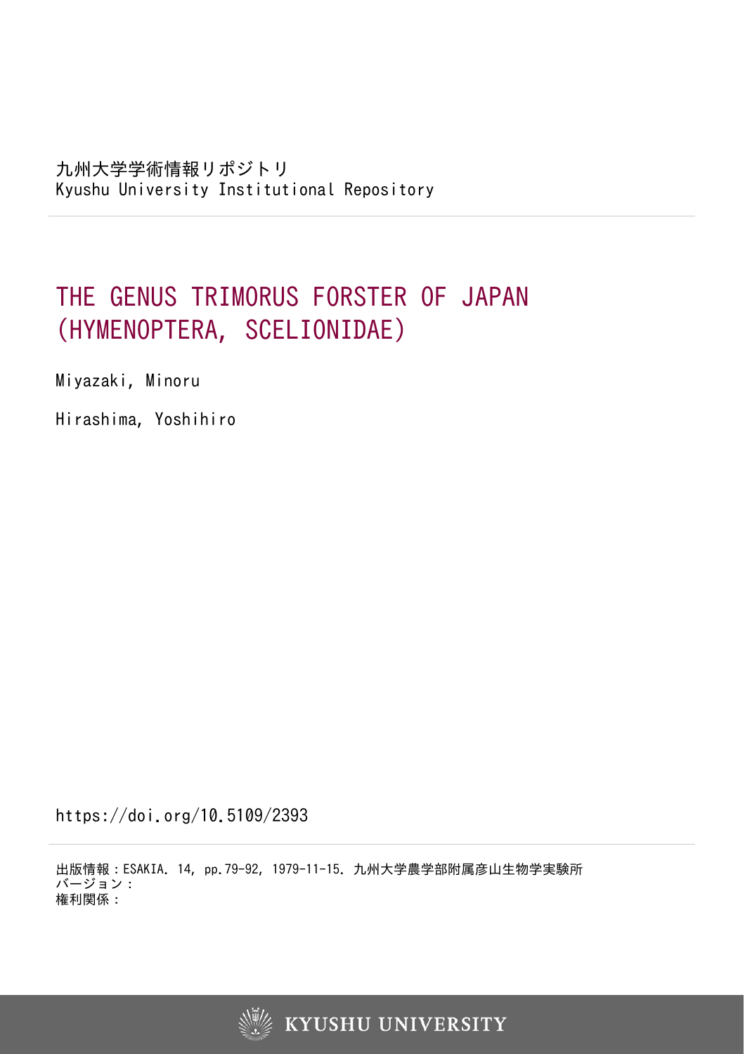九州大学学術情報リポジトリ
Kyushu University Institutional Repository

# THE GENUS TRIMORUS FORSTER OF JAPAN (HYMENOPTERA, SCELIONIDAE)

Miyazaki, Minoru

Hirashima, Yoshihiro

https://doi.org/10.5109/2393

出版情報：ESAKIA. 14, pp.79-92, 1979-11-15. 九州大学農学部附属彦山生物学実験所
バージョン：
権利関係：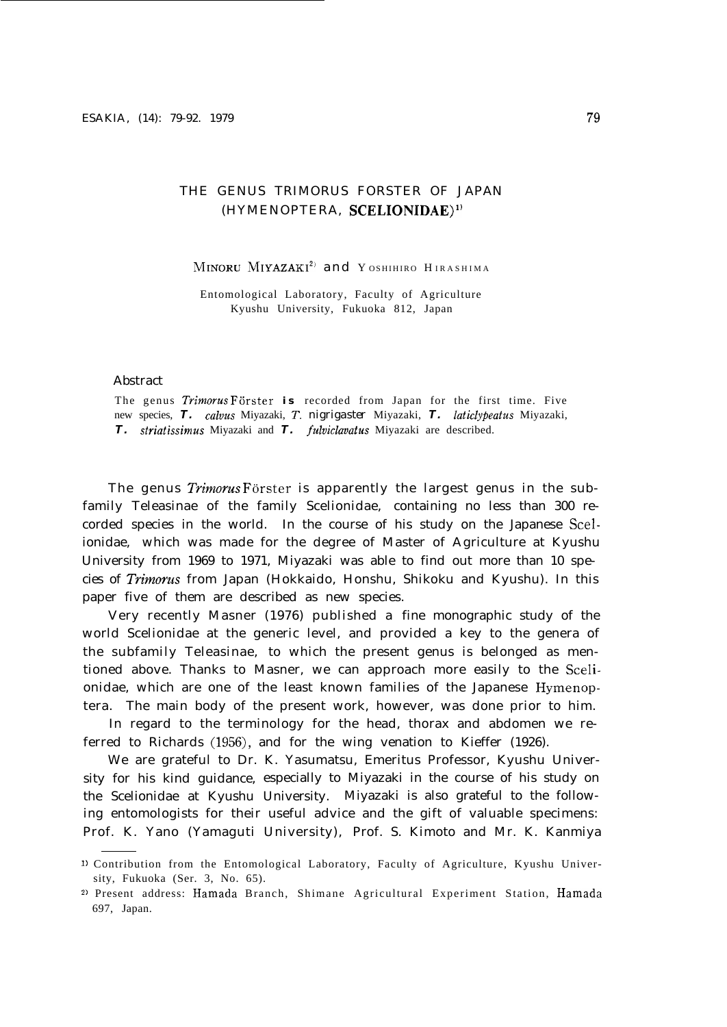# THE GENUS TRIMORUS FORSTER OF JAPAN (HYMENOPTERA, SCELIONIDAE)[1)]

MINORU MIYAZAKI[2)] and YOSHIHIRO HIRASHIMA

Entomological Laboratory, Faculty of Agriculture
Kyushu University, Fukuoka 812, Japan

## Abstract

The genus *Trimorus* Förster is recorded from Japan for the first time. Five new species, ***T. calvus*** Miyazaki, *T. nigrigaster* Miyazaki, ***T. laticlypeatus*** Miyazaki, ***T. striatissimus*** Miyazaki and ***T. fulviclavatus*** Miyazaki are described.

The genus *Trimorus* Förster is apparently the largest genus in the subfamily Teleasinae of the family Scelionidae, containing no less than 300 recorded species in the world. In the course of his study on the Japanese Scelionidae, which was made for the degree of Master of Agriculture at Kyushu University from 1969 to 1971, Miyazaki was able to find out more than 10 species of *Trimorus* from Japan (Hokkaido, Honshu, Shikoku and Kyushu). In this paper five of them are described as new species.

Very recently Masner (1976) published a fine monographic study of the world Scelionidae at the generic level, and provided a key to the genera of the subfamily Teleasinae, to which the present genus is belonged as mentioned above. Thanks to Masner, we can approach more easily to the Scelionidae, which are one of the least known families of the Japanese Hymenoptera. The main body of the present work, however, was done prior to him.

In regard to the terminology for the head, thorax and abdomen we referred to Richards (1956), and for the wing venation to Kieffer (1926).

We are grateful to Dr. K. Yasumatsu, Emeritus Professor, Kyushu University for his kind guidance, especially to Miyazaki in the course of his study on the Scelionidae at Kyushu University. Miyazaki is also grateful to the following entomologists for their useful advice and the gift of valuable specimens: Prof. K. Yano (Yamaguti University), Prof. S. Kimoto and Mr. K. Kanmiya

---

1) Contribution from the Entomological Laboratory, Faculty of Agriculture, Kyushu University, Fukuoka (Ser. 3, No. 65).

2) Present address: Hamada Branch, Shimane Agricultural Experiment Station, Hamada 697, Japan.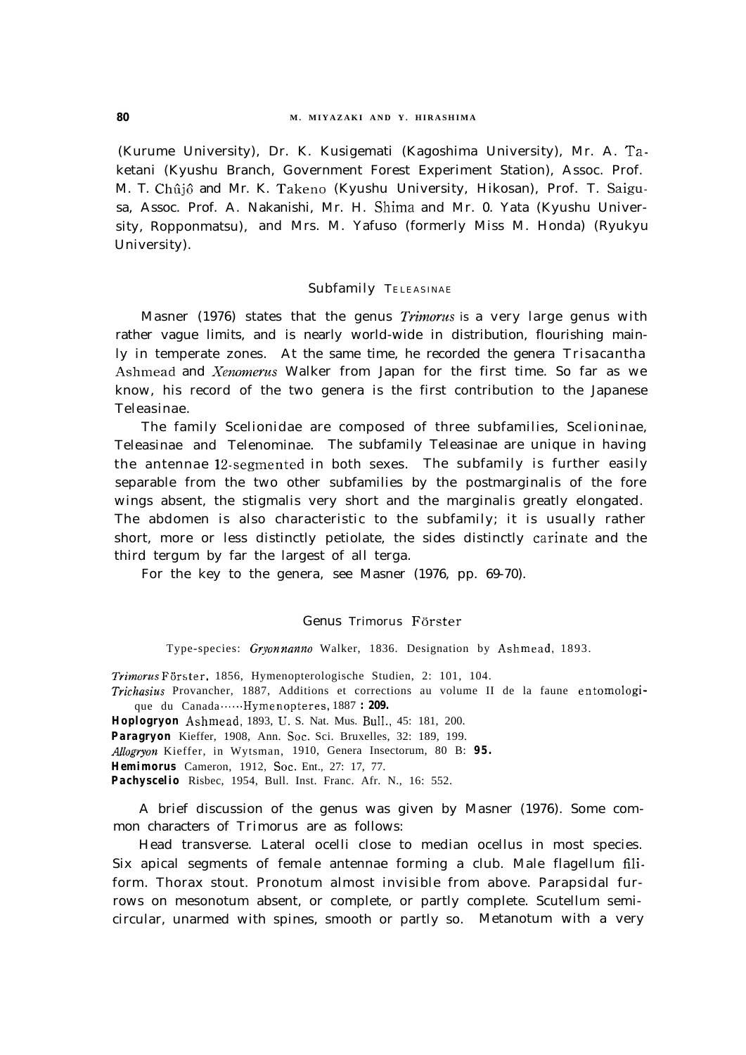(Kurume University), Dr. K. Kusigemati (Kagoshima University), Mr. A. Taketani (Kyushu Branch, Government Forest Experiment Station), Assoc. Prof. M. T. Chûjô and Mr. K. Takeno (Kyushu University, Hikosan), Prof. T. Saigusa, Assoc. Prof. A. Nakanishi, Mr. H. Shima and Mr. O. Yata (Kyushu University, Ropponmatsu), and Mrs. M. Yafuso (formerly Miss M. Honda) (Ryukyu University).

## Subfamily Teleasinae

Masner (1976) states that the genus *Trimorus* is a very large genus with rather vague limits, and is nearly world-wide in distribution, flourishing mainly in temperate zones. At the same time, he recorded the genera *Trisacantha* Ashmead and *Xenomerus* Walker from Japan for the first time. So far as we know, his record of the two genera is the first contribution to the Japanese Teleasinae.

The family Scelionidae are composed of three subfamilies, Scelioninae, Teleasinae and Telenominae. The subfamily Teleasinae are unique in having the antennae 12-segmented in both sexes. The subfamily is further easily separable from the two other subfamilies by the postmarginalis of the fore wings absent, the stigmalis very short and the marginalis greatly elongated. The abdomen is also characteristic to the subfamily; it is usually rather short, more or less distinctly petiolate, the sides distinctly carinate and the third tergum by far the largest of all terga.

For the key to the genera, see Masner (1976, pp. 69-70).

### Genus *Trimorus* Förster

Type-species: *Gryon nanno* Walker, 1836. Designation by Ashmead, 1893.

*Trimorus* Förster, 1856, Hymenopterologische Studien, 2: 101, 104.
*Trichasius* Provancher, 1887, Additions et corrections au volume II de la faune entomologique du Canada……Hymenopteres, 1887 : 209.
*Hoplogryon* Ashmead, 1893, U. S. Nat. Mus. Bull., 45: 181, 200.
*Paragryon* Kieffer, 1908, Ann. Soc. Sci. Bruxelles, 32: 189, 199.
*Allogryon* Kieffer, in Wytsman, 1910, Genera Insectorum, 80 B: 95.
*Hemimorus* Cameron, 1912, Soc. Ent., 27: 17, 77.
*Pachyscelio* Risbec, 1954, Bull. Inst. Franc. Afr. N., 16: 552.

A brief discussion of the genus was given by Masner (1976). Some common characters of *Trimorus* are as follows:

Head transverse. Lateral ocelli close to median ocellus in most species. Six apical segments of female antennae forming a club. Male flagellum filiform. Thorax stout. Pronotum almost invisible from above. Parapsidal furrows on mesonotum absent, or complete, or partly complete. Scutellum semicircular, unarmed with spines, smooth or partly so. Metanotum with a very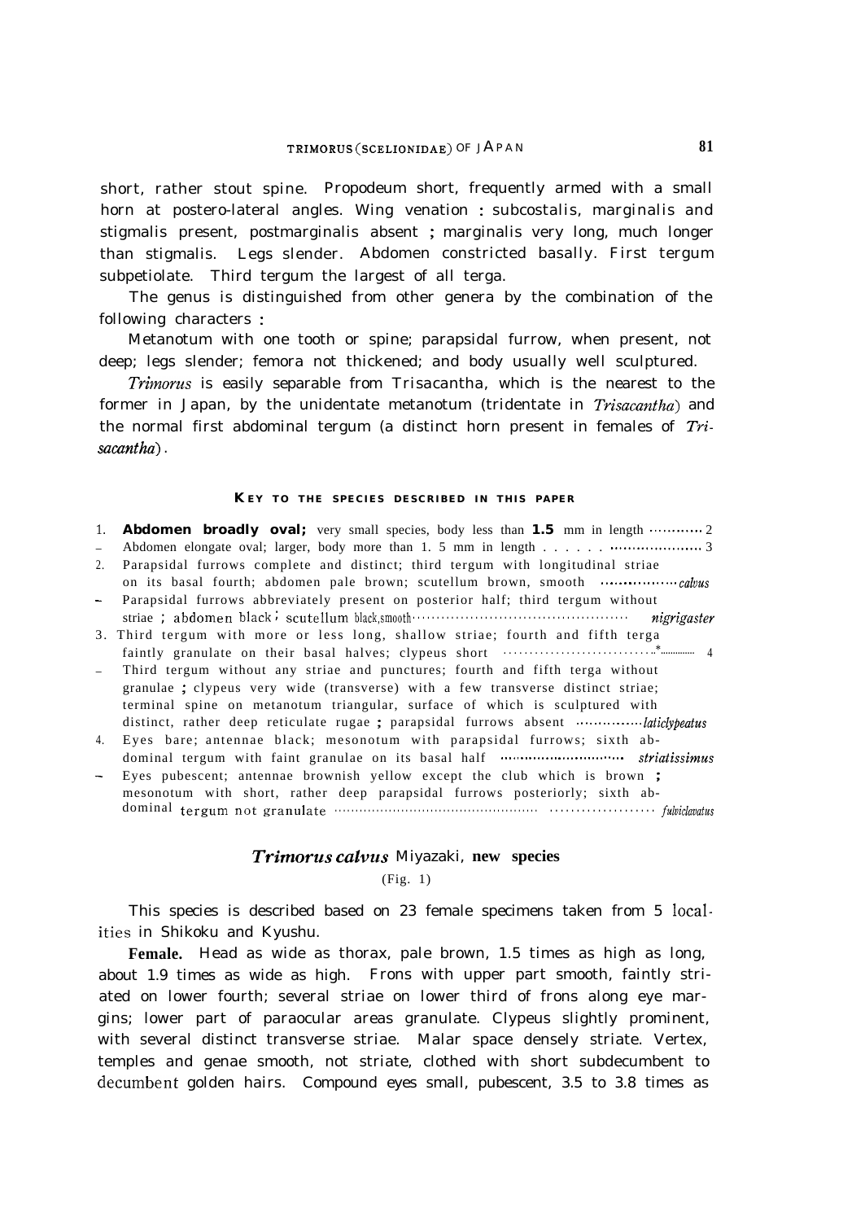short, rather stout spine. Propodeum short, frequently armed with a small horn at postero-lateral angles. Wing venation : subcostalis, marginalis and stigmalis present, postmarginalis absent ; marginalis very long, much longer than stigmalis. Legs slender. Abdomen constricted basally. First tergum subpetiolate. Third tergum the largest of all terga.

The genus is distinguished from other genera by the combination of the following characters :

Metanotum with one tooth or spine; parapsidal furrow, when present, not deep; legs slender; femora not thickened; and body usually well sculptured.

*Trimorus* is easily separable from Trisacantha, which is the nearest to the former in Japan, by the unidentate metanotum (tridentate in *Trisacantha*) and the normal first abdominal tergum (a distinct horn present in females of *Trisacantha*).

### KEY TO THE SPECIES DESCRIBED IN THIS PAPER

1. **Abdomen broadly oval;** very small species, body less than **1.5** mm in length ............ 2
– Abdomen elongate oval; larger, body more than 1. 5 mm in length . . . . . . .................... 3
2. Parapsidal furrows complete and distinct; third tergum with longitudinal striae on its basal fourth; abdomen pale brown; scutellum brown, smooth ................. *calvus*
– Parapsidal furrows abbreviately present on posterior half; third tergum without striae ; abdomen black ; scutellum black,smooth ............................................ *nigrigaster*
3. Third tergum with more or less long, shallow striae; fourth and fifth terga faintly granulate on their basal halves; clypeus short ............................ 4
– Third tergum without any striae and punctures; fourth and fifth terga without granulae ; clypeus very wide (transverse) with a few transverse distinct striae; terminal spine on metanotum triangular, surface of which is sculptured with distinct, rather deep reticulate rugae ; parapsidal furrows absent ............... *laticlypeatus*
4. Eyes bare; antennae black; mesonotum with parapsidal furrows; sixth abdominal tergum with faint granulae on its basal half ............................... *striatissimus*
– Eyes pubescent; antennae brownish yellow except the club which is brown ; mesonotum with short, rather deep parapsidal furrows posteriorly; sixth abdominal tergum not granulate ................................................ .................... *fulviclavatus*

## *Trimorus calvus* Miyazaki, new species

(Fig. 1)

This species is described based on 23 female specimens taken from 5 localities in Shikoku and Kyushu.

**Female.** Head as wide as thorax, pale brown, 1.5 times as high as long, about 1.9 times as wide as high. Frons with upper part smooth, faintly striated on lower fourth; several striae on lower third of frons along eye margins; lower part of paraocular areas granulate. Clypeus slightly prominent, with several distinct transverse striae. Malar space densely striate. Vertex, temples and genae smooth, not striate, clothed with short subdecumbent to decumbent golden hairs. Compound eyes small, pubescent, 3.5 to 3.8 times as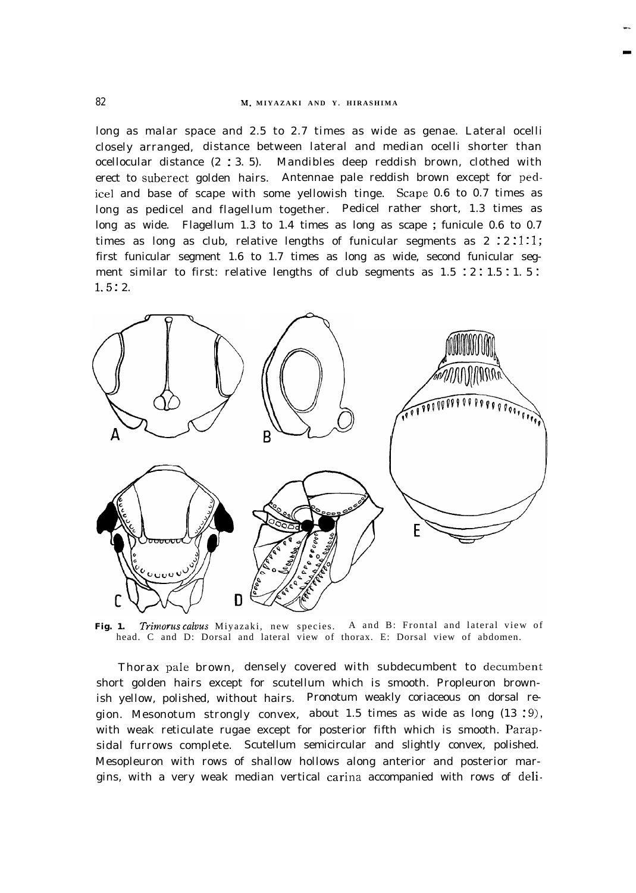long as malar space and 2.5 to 2.7 times as wide as genae. Lateral ocelli closely arranged, distance between lateral and median ocelli shorter than ocellocular distance (2 : 3. 5). Mandibles deep reddish brown, clothed with erect to suberect golden hairs. Antennae pale reddish brown except for pedicel and base of scape with some yellowish tinge. Scape 0.6 to 0.7 times as long as pedicel and flagellum together. Pedicel rather short, 1.3 times as long as wide. Flagellum 1.3 to 1.4 times as long as scape ; funicule 0.6 to 0.7 times as long as club, relative lengths of funicular segments as 2 : 2 : 1 : 1; first funicular segment 1.6 to 1.7 times as long as wide, second funicular segment similar to first: relative lengths of club segments as 1.5 : 2 : 1.5 : 1. 5 : 1. 5 : 2.

**Fig. 1.** *Trimorus calvus* Miyazaki, new species. A and B: Frontal and lateral view of head. C and D: Dorsal and lateral view of thorax. E: Dorsal view of abdomen.

Thorax pale brown, densely covered with subdecumbent to decumbent short golden hairs except for scutellum which is smooth. Propleuron brownish yellow, polished, without hairs. Pronotum weakly coriaceous on dorsal region. Mesonotum strongly convex, about 1.5 times as wide as long (13 : 9), with weak reticulate rugae except for posterior fifth which is smooth. Parapsidal furrows complete. Scutellum semicircular and slightly convex, polished. Mesopleuron with rows of shallow hollows along anterior and posterior margins, with a very weak median vertical carina accompanied with rows of deli-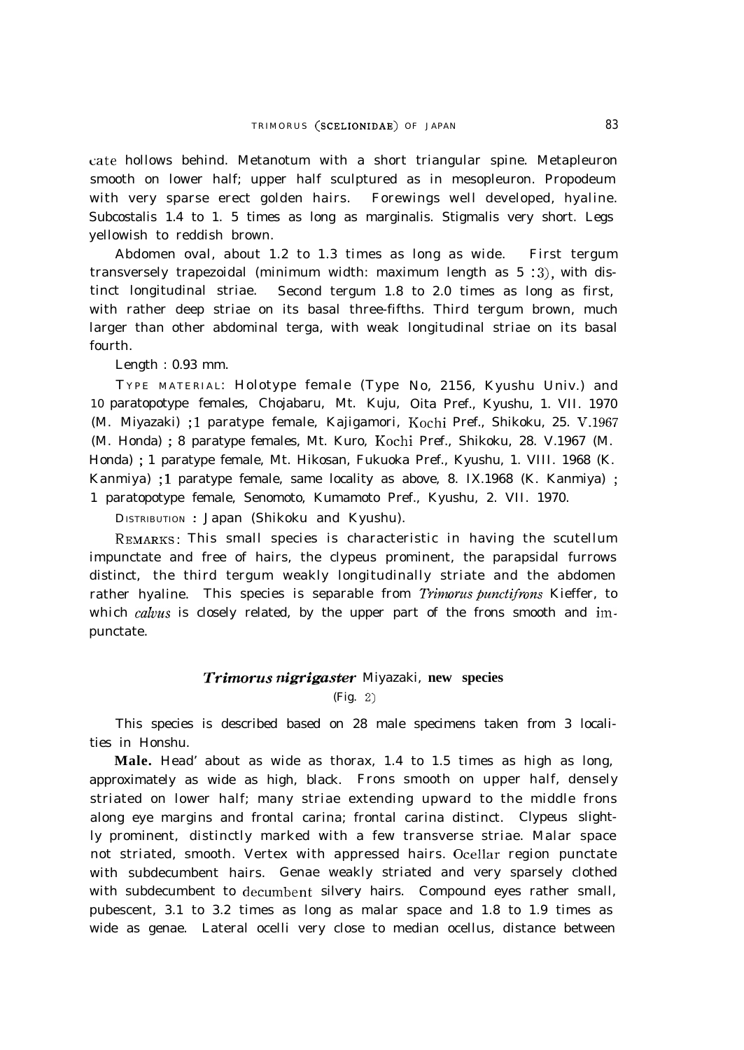cate hollows behind. Metanotum with a short triangular spine. Metapleuron smooth on lower half; upper half sculptured as in mesopleuron. Propodeum with very sparse erect golden hairs. Forewings well developed, hyaline. Subcostalis 1.4 to 1. 5 times as long as marginalis. Stigmalis very short. Legs yellowish to reddish brown.

Abdomen oval, about 1.2 to 1.3 times as long as wide. First tergum transversely trapezoidal (minimum width: maximum length as 5 :3), with distinct longitudinal striae. Second tergum 1.8 to 2.0 times as long as first, with rather deep striae on its basal three-fifths. Third tergum brown, much larger than other abdominal terga, with weak longitudinal striae on its basal fourth.

Length : 0.93 mm.

TYPE MATERIAL: Holotype female (Type No, 2156, Kyushu Univ.) and 10 paratopotype females, Chojabaru, Mt. Kuju, Oita Pref., Kyushu, 1. VII. 1970 (M. Miyazaki) ;1 paratype female, Kajigamori, Kochi Pref., Shikoku, 25. V.1967 (M. Honda) ; 8 paratype females, Mt. Kuro, Kochi Pref., Shikoku, 28. V.1967 (M. Honda) ; 1 paratype female, Mt. Hikosan, Fukuoka Pref., Kyushu, 1. VIII. 1968 (K. Kanmiya) ;1 paratype female, same locality as above, 8. IX.1968 (K. Kanmiya) ; 1 paratopotype female, Senomoto, Kumamoto Pref., Kyushu, 2. VII. 1970.

DISTRIBUTION : Japan (Shikoku and Kyushu).

REMARKS: This small species is characteristic in having the scutellum impunctate and free of hairs, the clypeus prominent, the parapsidal furrows distinct, the third tergum weakly longitudinally striate and the abdomen rather hyaline. This species is separable from *Trimorus punctifrons* Kieffer, to which *calvus* is closely related, by the upper part of the frons smooth and impunctate.

## *Trimorus nigrigaster* Miyazaki, **new species**

(Fig. 2)

This species is described based on 28 male specimens taken from 3 localities in Honshu.

**Male.** Head' about as wide as thorax, 1.4 to 1.5 times as high as long, approximately as wide as high, black. Frons smooth on upper half, densely striated on lower half; many striae extending upward to the middle frons along eye margins and frontal carina; frontal carina distinct. Clypeus slightly prominent, distinctly marked with a few transverse striae. Malar space not striated, smooth. Vertex with appressed hairs. Ocellar region punctate with subdecumbent hairs. Genae weakly striated and very sparsely clothed with subdecumbent to decumbent silvery hairs. Compound eyes rather small, pubescent, 3.1 to 3.2 times as long as malar space and 1.8 to 1.9 times as wide as genae. Lateral ocelli very close to median ocellus, distance between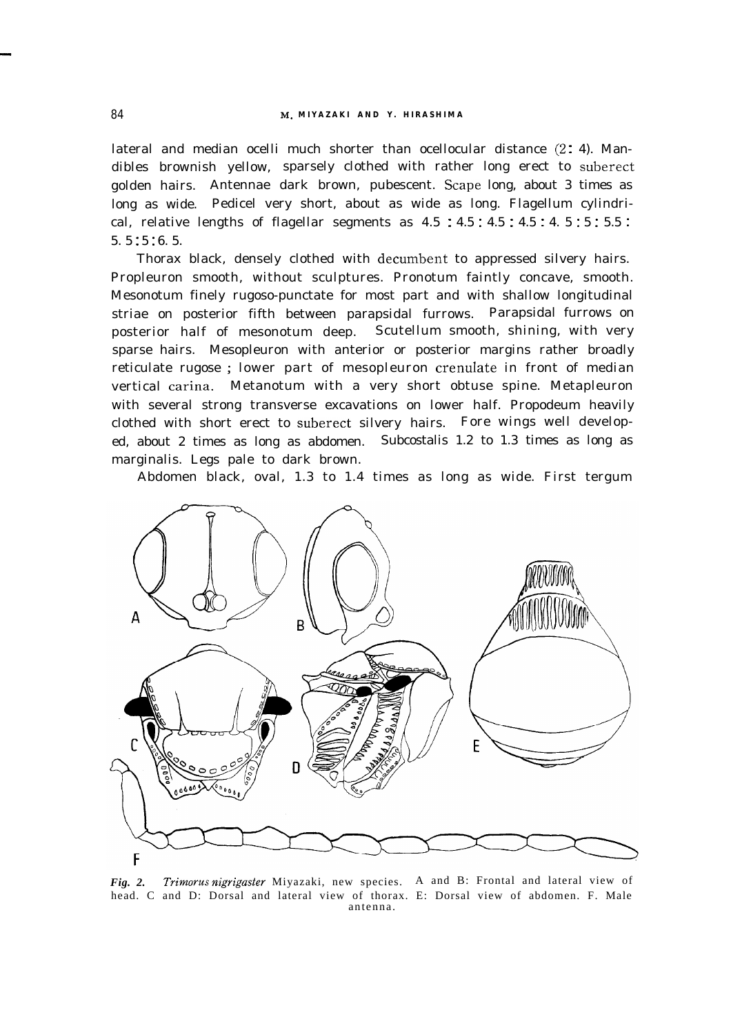lateral and median ocelli much shorter than ocellocular distance (2: 4). Mandibles brownish yellow, sparsely clothed with rather long erect to suberect golden hairs. Antennae dark brown, pubescent. Scape long, about 3 times as long as wide. Pedicel very short, about as wide as long. Flagellum cylindrical, relative lengths of flagellar segments as 4.5 : 4.5 : 4.5 : 4.5 : 4. 5 : 5 : 5.5 : 5. 5 : 5 : 6. 5.

Thorax black, densely clothed with decumbent to appressed silvery hairs. Propleuron smooth, without sculptures. Pronotum faintly concave, smooth. Mesonotum finely rugoso-punctate for most part and with shallow longitudinal striae on posterior fifth between parapsidal furrows. Parapsidal furrows on posterior half of mesonotum deep. Scutellum smooth, shining, with very sparse hairs. Mesopleuron with anterior or posterior margins rather broadly reticulate rugose ; lower part of mesopleuron crenulate in front of median vertical carina. Metanotum with a very short obtuse spine. Metapleuron with several strong transverse excavations on lower half. Propodeum heavily clothed with short erect to suberect silvery hairs. Fore wings well developed, about 2 times as long as abdomen. Subcostalis 1.2 to 1.3 times as long as marginalis. Legs pale to dark brown.

Abdomen black, oval, 1.3 to 1.4 times as long as wide. First tergum

*Fig. 2.* *Trimorus nigrigaster* Miyazaki, new species. A and B: Frontal and lateral view of head. C and D: Dorsal and lateral view of thorax. E: Dorsal view of abdomen. F. Male antenna.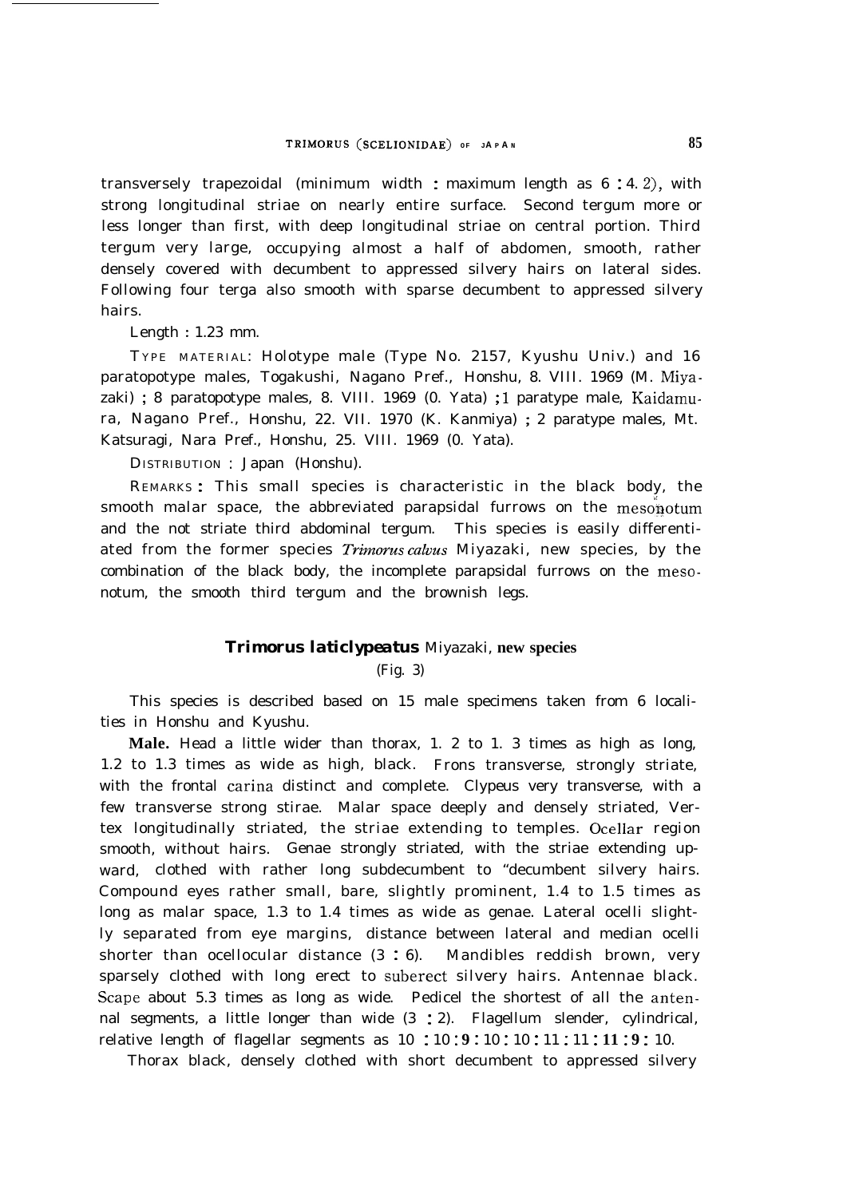transversely trapezoidal (minimum width : maximum length as 6 : 4.2), with strong longitudinal striae on nearly entire surface. Second tergum more or less longer than first, with deep longitudinal striae on central portion. Third tergum very large, occupying almost a half of abdomen, smooth, rather densely covered with decumbent to appressed silvery hairs on lateral sides. Following four terga also smooth with sparse decumbent to appressed silvery hairs.

Length : 1.23 mm.

TYPE MATERIAL: Holotype male (Type No. 2157, Kyushu Univ.) and 16 paratopotype males, Togakushi, Nagano Pref., Honshu, 8. VIII. 1969 (M. Miyazaki) ; 8 paratopotype males, 8. VIII. 1969 (0. Yata) ; 1 paratype male, Kaidamura, Nagano Pref., Honshu, 22. VII. 1970 (K. Kanmiya) ; 2 paratype males, Mt. Katsuragi, Nara Pref., Honshu, 25. VIII. 1969 (0. Yata).

DISTRIBUTION : Japan (Honshu).

REMARKS : This small species is characteristic in the black body, the smooth malar space, the abbreviated parapsidal furrows on the mesonotum and the not striate third abdominal tergum. This species is easily differentiated from the former species *Trimorus calvus* Miyazaki, new species, by the combination of the black body, the incomplete parapsidal furrows on the mesonotum, the smooth third tergum and the brownish legs.

## *Trimorus laticlypeatus* Miyazaki, new species

(Fig. 3)

This species is described based on 15 male specimens taken from 6 localities in Honshu and Kyushu.

**Male.** Head a little wider than thorax, 1.2 to 1.3 times as high as long, 1.2 to 1.3 times as wide as high, black. Frons transverse, strongly striate, with the frontal carina distinct and complete. Clypeus very transverse, with a few transverse strong stirae. Malar space deeply and densely striated, Vertex longitudinally striated, the striae extending to temples. Ocellar region smooth, without hairs. Genae strongly striated, with the striae extending upward, clothed with rather long subdecumbent to "decumbent silvery hairs. Compound eyes rather small, bare, slightly prominent, 1.4 to 1.5 times as long as malar space, 1.3 to 1.4 times as wide as genae. Lateral ocelli slightly separated from eye margins, distance between lateral and median ocelli shorter than ocellocular distance (3 : 6). Mandibles reddish brown, very sparsely clothed with long erect to suberect silvery hairs. Antennae black. Scape about 5.3 times as long as wide. Pedicel the shortest of all the antennal segments, a little longer than wide (3 : 2). Flagellum slender, cylindrical, relative length of flagellar segments as 10 : 10 : 9 : 10 : 10 : 11 : 11 : 11 : 9 : 10.

Thorax black, densely clothed with short decumbent to appressed silvery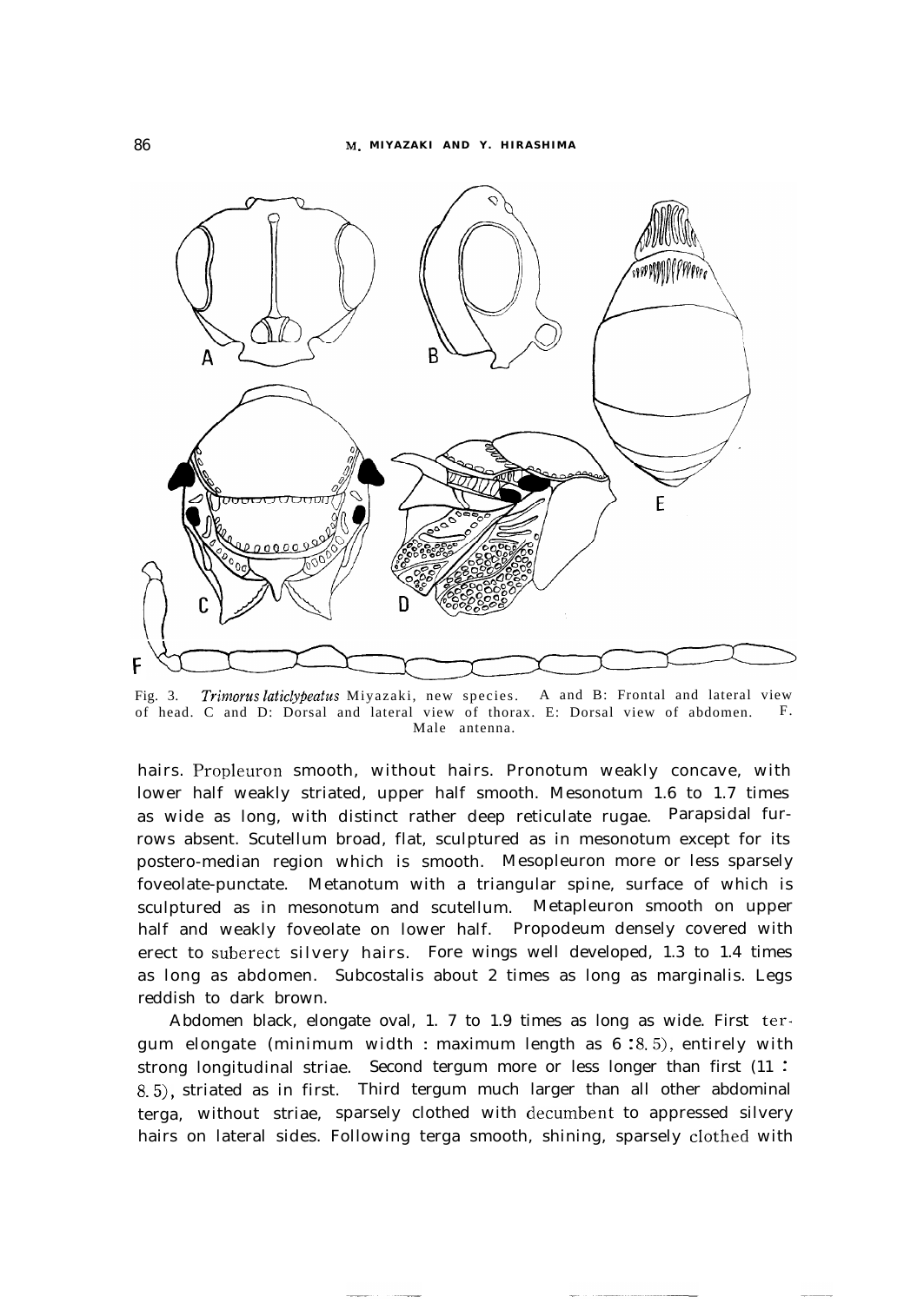Fig. 3. *Trimorus laticlypeatus* Miyazaki, new species. A and B: Frontal and lateral view of head. C and D: Dorsal and lateral view of thorax. E: Dorsal view of abdomen. F. Male antenna.

hairs. Propleuron smooth, without hairs. Pronotum weakly concave, with lower half weakly striated, upper half smooth. Mesonotum 1.6 to 1.7 times as wide as long, with distinct rather deep reticulate rugae. Parapsidal furrows absent. Scutellum broad, flat, sculptured as in mesonotum except for its postero-median region which is smooth. Mesopleuron more or less sparsely foveolate-punctate. Metanotum with a triangular spine, surface of which is sculptured as in mesonotum and scutellum. Metapleuron smooth on upper half and weakly foveolate on lower half. Propodeum densely covered with erect to suberect silvery hairs. Fore wings well developed, 1.3 to 1.4 times as long as abdomen. Subcostalis about 2 times as long as marginalis. Legs reddish to dark brown.

Abdomen black, elongate oval, 1.7 to 1.9 times as long as wide. First tergum elongate (minimum width : maximum length as 6 : 8.5), entirely with strong longitudinal striae. Second tergum more or less longer than first (11 : 8.5), striated as in first. Third tergum much larger than all other abdominal terga, without striae, sparsely clothed with decumbent to appressed silvery hairs on lateral sides. Following terga smooth, shining, sparsely clothed with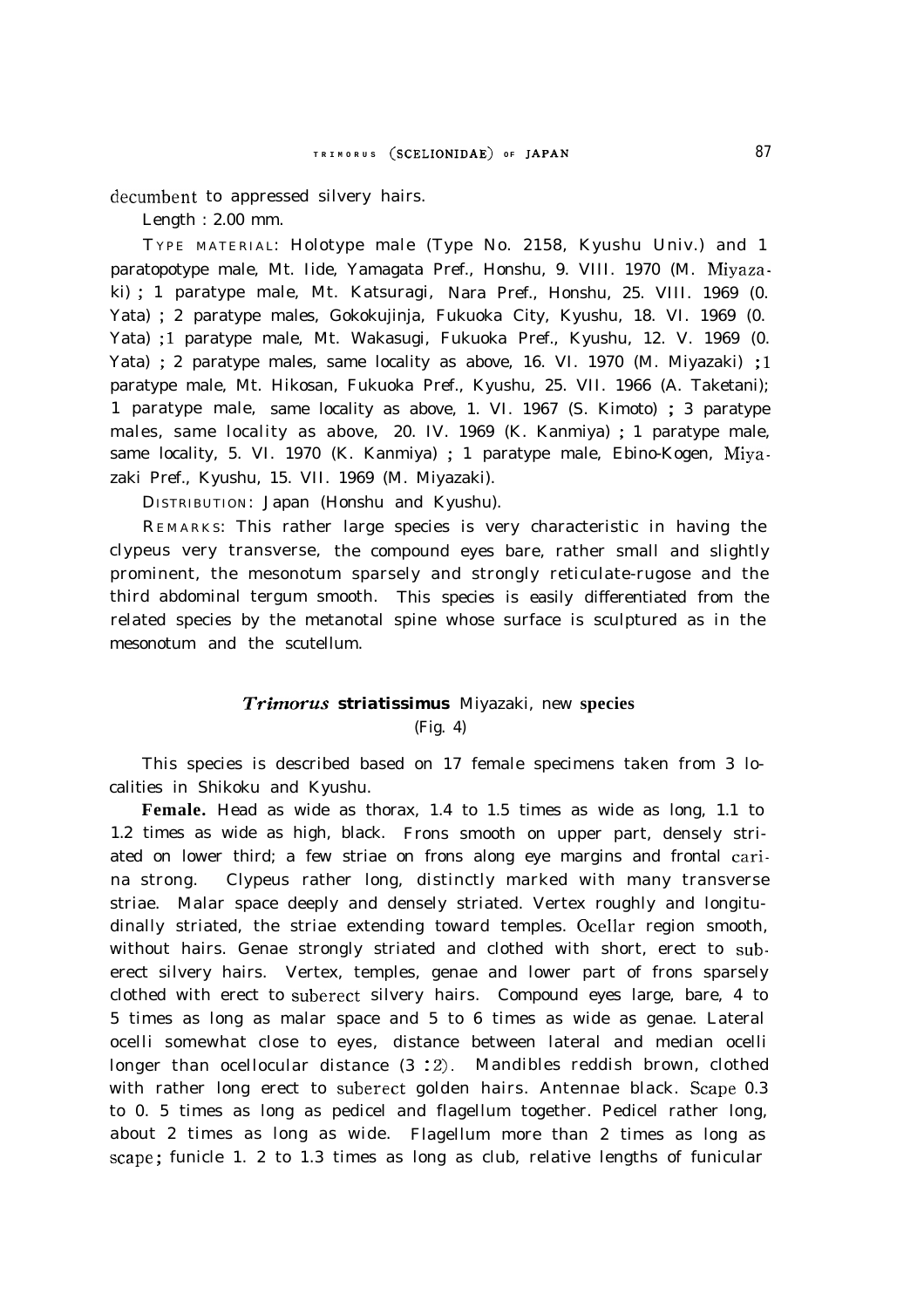decumbent to appressed silvery hairs.

Length : 2.00 mm.

TYPE MATERIAL: Holotype male (Type No. 2158, Kyushu Univ.) and 1 paratopotype male, Mt. Iide, Yamagata Pref., Honshu, 9. VIII. 1970 (M. Miyazaki) ; 1 paratype male, Mt. Katsuragi, Nara Pref., Honshu, 25. VIII. 1969 (O. Yata) ; 2 paratype males, Gokokujinja, Fukuoka City, Kyushu, 18. VI. 1969 (O. Yata) ; 1 paratype male, Mt. Wakasugi, Fukuoka Pref., Kyushu, 12. V. 1969 (O. Yata) ; 2 paratype males, same locality as above, 16. VI. 1970 (M. Miyazaki) ; 1 paratype male, Mt. Hikosan, Fukuoka Pref., Kyushu, 25. VII. 1966 (A. Taketani); 1 paratype male, same locality as above, 1. VI. 1967 (S. Kimoto) ; 3 paratype males, same locality as above, 20. IV. 1969 (K. Kanmiya) ; 1 paratype male, same locality, 5. VI. 1970 (K. Kanmiya) ; 1 paratype male, Ebino-Kogen, Miyazaki Pref., Kyushu, 15. VII. 1969 (M. Miyazaki).

DISTRIBUTION: Japan (Honshu and Kyushu).

REMARKS: This rather large species is very characteristic in having the clypeus very transverse, the compound eyes bare, rather small and slightly prominent, the mesonotum sparsely and strongly reticulate-rugose and the third abdominal tergum smooth. This species is easily differentiated from the related species by the metanotal spine whose surface is sculptured as in the mesonotum and the scutellum.

## *Trimorus* **striatissimus** Miyazaki, new **species**

(Fig. 4)

This species is described based on 17 female specimens taken from 3 localities in Shikoku and Kyushu.

**Female.** Head as wide as thorax, 1.4 to 1.5 times as wide as long, 1.1 to 1.2 times as wide as high, black. Frons smooth on upper part, densely striated on lower third; a few striae on frons along eye margins and frontal carina strong. Clypeus rather long, distinctly marked with many transverse striae. Malar space deeply and densely striated. Vertex roughly and longitudinally striated, the striae extending toward temples. Ocellar region smooth, without hairs. Genae strongly striated and clothed with short, erect to suberect silvery hairs. Vertex, temples, genae and lower part of frons sparsely clothed with erect to suberect silvery hairs. Compound eyes large, bare, 4 to 5 times as long as malar space and 5 to 6 times as wide as genae. Lateral ocelli somewhat close to eyes, distance between lateral and median ocelli longer than ocellocular distance (3 : 2). Mandibles reddish brown, clothed with rather long erect to suberect golden hairs. Antennae black. Scape 0.3 to 0. 5 times as long as pedicel and flagellum together. Pedicel rather long, about 2 times as long as wide. Flagellum more than 2 times as long as scape; funicle 1. 2 to 1.3 times as long as club, relative lengths of funicular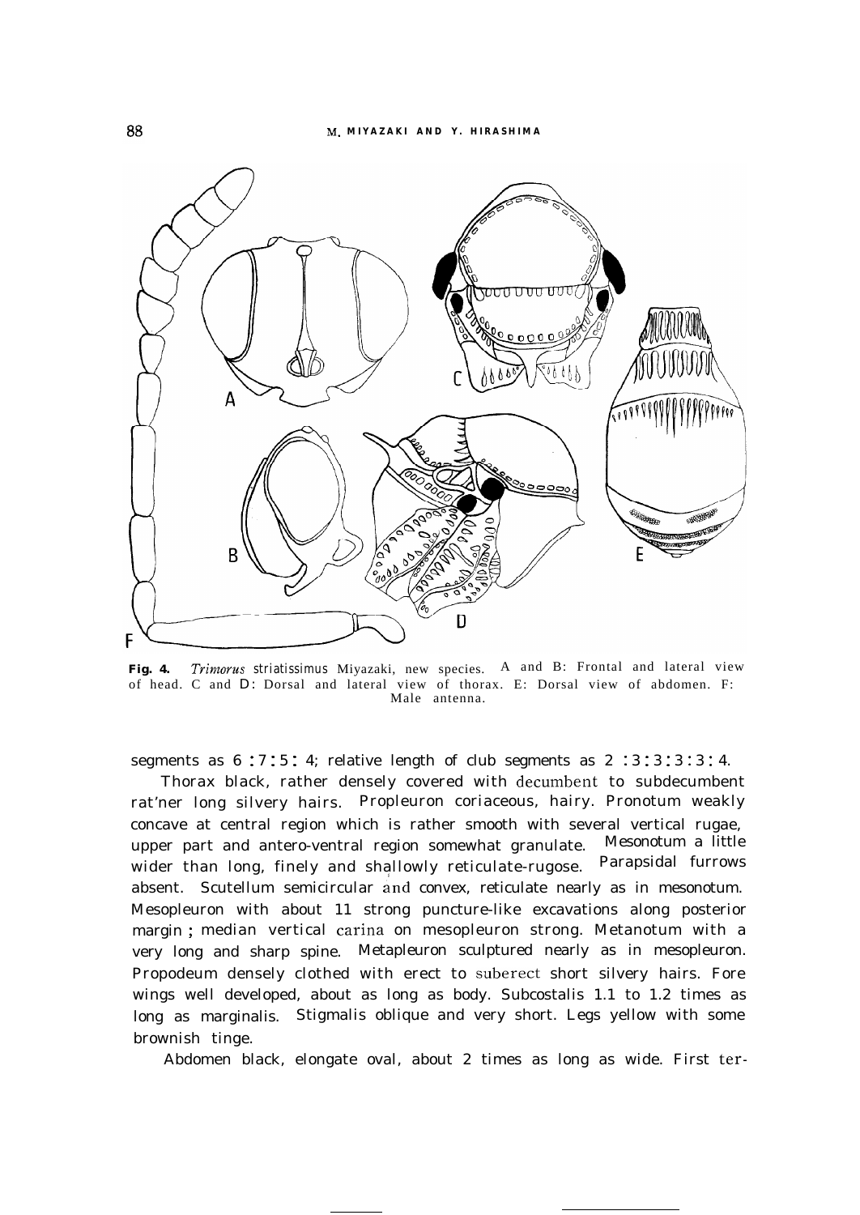**Fig. 4.** *Trimorus striatissimus* Miyazaki, new species. A and B: Frontal and lateral view of head. C and D: Dorsal and lateral view of thorax. E: Dorsal view of abdomen. F: Male antenna.

segments as 6 : 7 : 5 : 4; relative length of club segments as 2 : 3 : 3 : 3 : 3 : 4.

Thorax black, rather densely covered with decumbent to subdecumbent rat'ner long silvery hairs. Propleuron coriaceous, hairy. Pronotum weakly concave at central region which is rather smooth with several vertical rugae, upper part and antero-ventral region somewhat granulate. Mesonotum a little wider than long, finely and shallowly reticulate-rugose. Parapsidal furrows absent. Scutellum semicircular and convex, reticulate nearly as in mesonotum. Mesopleuron with about 11 strong puncture-like excavations along posterior margin ; median vertical carina on mesopleuron strong. Metanotum with a very long and sharp spine. Metapleuron sculptured nearly as in mesopleuron. Propodeum densely clothed with erect to suberect short silvery hairs. Fore wings well developed, about as long as body. Subcostalis 1.1 to 1.2 times as long as marginalis. Stigmalis oblique and very short. Legs yellow with some brownish tinge.

Abdomen black, elongate oval, about 2 times as long as wide. First ter-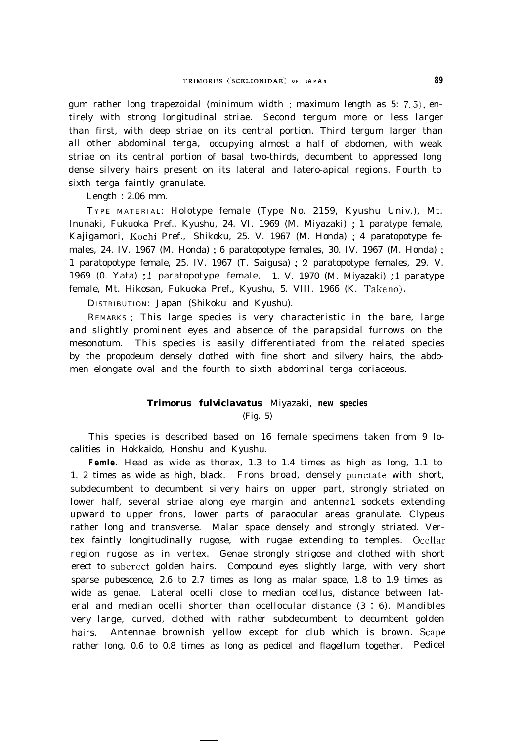gum rather long trapezoidal (minimum width : maximum length as 5: 7.5), entirely with strong longitudinal striae. Second tergum more or less larger than first, with deep striae on its central portion. Third tergum larger than all other abdominal terga, occupying almost a half of abdomen, with weak striae on its central portion of basal two-thirds, decumbent to appressed long dense silvery hairs present on its lateral and latero-apical regions. Fourth to sixth terga faintly granulate.

Length : 2.06 mm.

TYPE MATERIAL: Holotype female (Type No. 2159, Kyushu Univ.), Mt. Inunaki, Fukuoka Pref., Kyushu, 24. VI. 1969 (M. Miyazaki) ; 1 paratype female, Kajigamori, Kochi Pref., Shikoku, 25. V. 1967 (M. Honda) ; 4 paratopotype females, 24. IV. 1967 (M. Honda) ; 6 paratopotype females, 30. IV. 1967 (M. Honda) ; 1 paratopotype female, 25. IV. 1967 (T. Saigusa) ; 2 paratopotype females, 29. V. 1969 (0. Yata) ; 1 paratopotype female, 1. V. 1970 (M. Miyazaki) ; 1 paratype female, Mt. Hikosan, Fukuoka Pref., Kyushu, 5. VIII. 1966 (K. Takeno).

DISTRIBUTION: Japan (Shikoku and Kyushu).

REMARKS : This large species is very characteristic in the bare, large and slightly prominent eyes and absence of the parapsidal furrows on the mesonotum. This species is easily differentiated from the related species by the propodeum densely clothed with fine short and silvery hairs, the abdomen elongate oval and the fourth to sixth abdominal terga coriaceous.

## *Trimorus fulviclavatus* Miyazaki, new species

(Fig. 5)

This species is described based on 16 female specimens taken from 9 localities in Hokkaido, Honshu and Kyushu.

**Femle.** Head as wide as thorax, 1.3 to 1.4 times as high as long, 1.1 to 1.2 times as wide as high, black. Frons broad, densely punctate with short, subdecumbent to decumbent silvery hairs on upper part, strongly striated on lower half, several striae along eye margin and antennal sockets extending upward to upper frons, lower parts of paraocular areas granulate. Clypeus rather long and transverse. Malar space densely and strongly striated. Vertex faintly longitudinally rugose, with rugae extending to temples. Ocellar region rugose as in vertex. Genae strongly strigose and clothed with short erect to suberect golden hairs. Compound eyes slightly large, with very short sparse pubescence, 2.6 to 2.7 times as long as malar space, 1.8 to 1.9 times as wide as genae. Lateral ocelli close to median ocellus, distance between lateral and median ocelli shorter than ocellocular distance (3 : 6). Mandibles very large, curved, clothed with rather subdecumbent to decumbent golden hairs. Antennae brownish yellow except for club which is brown. Scape rather long, 0.6 to 0.8 times as long as pedicel and flagellum together. Pedicel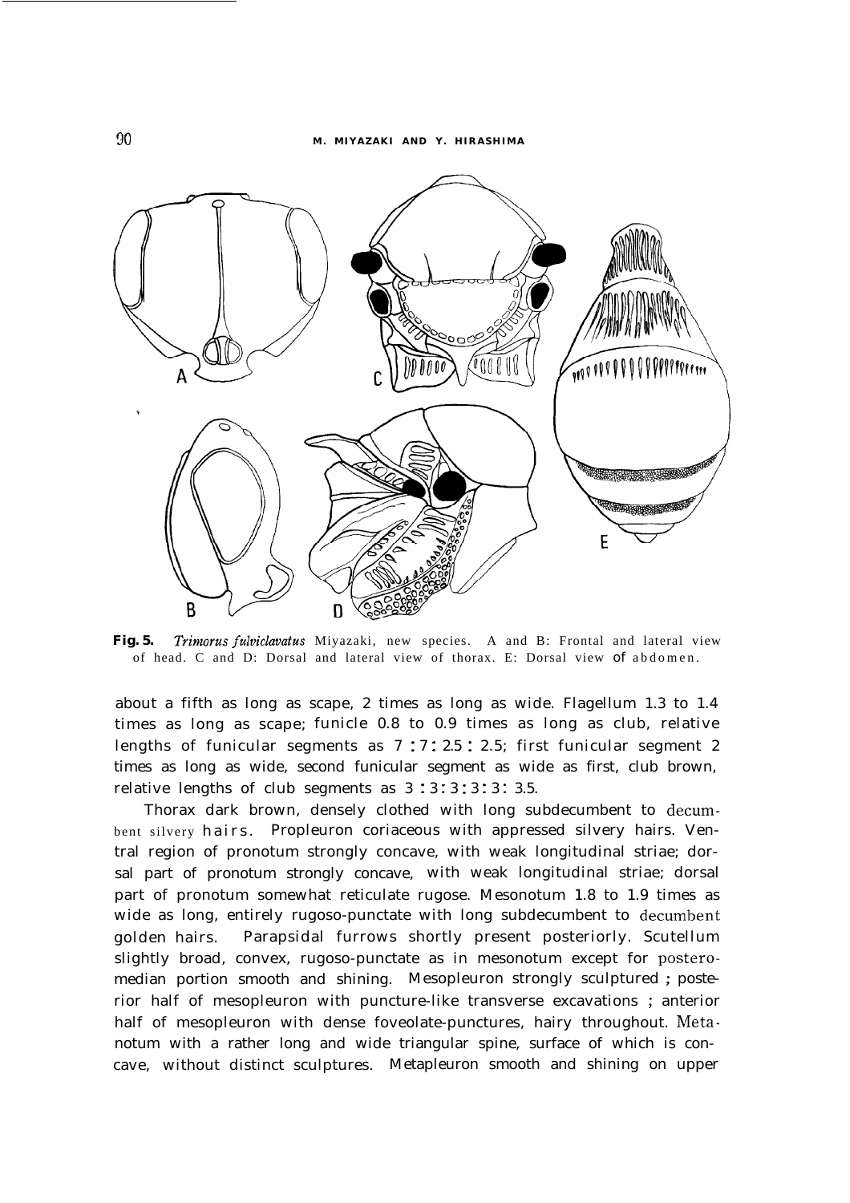**Fig. 5.** *Trimorus fulviclavatus* Miyazaki, new species. A and B: Frontal and lateral view of head. C and D: Dorsal and lateral view of thorax. E: Dorsal view of abdomen.

about a fifth as long as scape, 2 times as long as wide. Flagellum 1.3 to 1.4 times as long as scape; funicle 0.8 to 0.9 times as long as club, relative lengths of funicular segments as 7 : 7 : 2.5 : 2.5; first funicular segment 2 times as long as wide, second funicular segment as wide as first, club brown, relative lengths of club segments as 3 : 3 : 3 : 3 : 3 : 3.5.

Thorax dark brown, densely clothed with long subdecumbent to decumbent silvery hairs. Propleuron coriaceous with appressed silvery hairs. Ventral region of pronotum strongly concave, with weak longitudinal striae; dorsal part of pronotum strongly concave, with weak longitudinal striae; dorsal part of pronotum somewhat reticulate rugose. Mesonotum 1.8 to 1.9 times as wide as long, entirely rugoso-punctate with long subdecumbent to decumbent golden hairs. Parapsidal furrows shortly present posteriorly. Scutellum slightly broad, convex, rugoso-punctate as in mesonotum except for postero-median portion smooth and shining. Mesopleuron strongly sculptured ; posterior half of mesopleuron with puncture-like transverse excavations ; anterior half of mesopleuron with dense foveolate-punctures, hairy throughout. Metanotum with a rather long and wide triangular spine, surface of which is concave, without distinct sculptures. Metapleuron smooth and shining on upper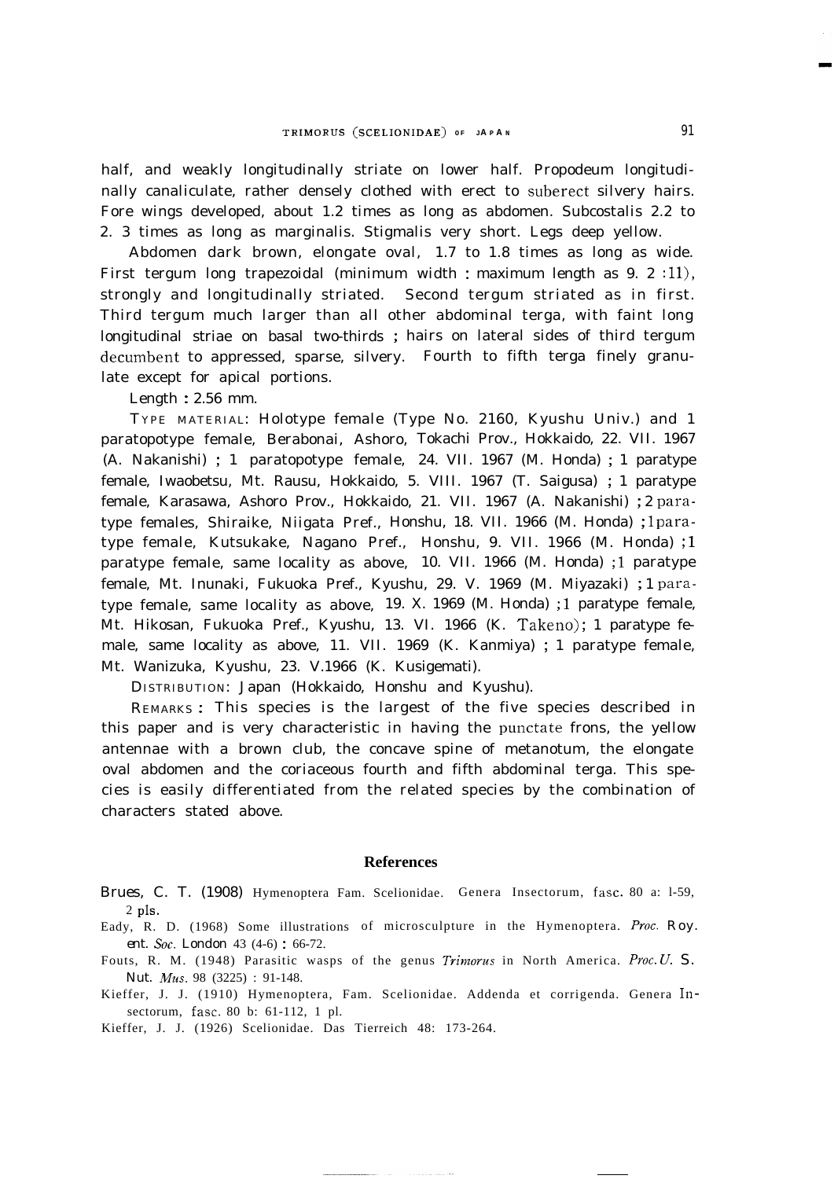half, and weakly longitudinally striate on lower half. Propodeum longitudinally canaliculate, rather densely clothed with erect to suberect silvery hairs. Fore wings developed, about 1.2 times as long as abdomen. Subcostalis 2.2 to 2. 3 times as long as marginalis. Stigmalis very short. Legs deep yellow.

Abdomen dark brown, elongate oval, 1.7 to 1.8 times as long as wide. First tergum long trapezoidal (minimum width : maximum length as 9. 2 :11), strongly and longitudinally striated. Second tergum striated as in first. Third tergum much larger than all other abdominal terga, with faint long longitudinal striae on basal two-thirds ; hairs on lateral sides of third tergum decumbent to appressed, sparse, silvery. Fourth to fifth terga finely granulate except for apical portions.

Length : 2.56 mm.

TYPE MATERIAL: Holotype female (Type No. 2160, Kyushu Univ.) and 1 paratopotype female, Berabonai, Ashoro, Tokachi Prov., Hokkaido, 22. VII. 1967 (A. Nakanishi) ; 1 paratopotype female, 24. VII. 1967 (M. Honda) ; 1 paratype female, Iwaobetsu, Mt. Rausu, Hokkaido, 5. VIII. 1967 (T. Saigusa) ; 1 paratype female, Karasawa, Ashoro Prov., Hokkaido, 21. VII. 1967 (A. Nakanishi) ; 2 paratype females, Shiraike, Niigata Pref., Honshu, 18. VII. 1966 (M. Honda) ; 1 paratype female, Kutsukake, Nagano Pref., Honshu, 9. VII. 1966 (M. Honda) ; 1 paratype female, same locality as above, 10. VII. 1966 (M. Honda) ; 1 paratype female, Mt. Inunaki, Fukuoka Pref., Kyushu, 29. V. 1969 (M. Miyazaki) ; 1 paratype female, same locality as above, 19. X. 1969 (M. Honda) ; 1 paratype female, Mt. Hikosan, Fukuoka Pref., Kyushu, 13. VI. 1966 (K. Takeno); 1 paratype female, same locality as above, 11. VII. 1969 (K. Kanmiya) ; 1 paratype female, Mt. Wanizuka, Kyushu, 23. V.1966 (K. Kusigemati).

DISTRIBUTION: Japan (Hokkaido, Honshu and Kyushu).

REMARKS : This species is the largest of the five species described in this paper and is very characteristic in having the punctate frons, the yellow antennae with a brown club, the concave spine of metanotum, the elongate oval abdomen and the coriaceous fourth and fifth abdominal terga. This species is easily differentiated from the related species by the combination of characters stated above.

## References

Brues, C. T. (1908) Hymenoptera Fam. Scelionidae. Genera Insectorum, fasc. 80 a: 1-59, 2 pls.

Eady, R. D. (1968) Some illustrations of microsculpture in the Hymenoptera. *Proc. Roy. ent. Soc. London* 43 (4-6) : 66-72.

Fouts, R. M. (1948) Parasitic wasps of the genus *Trimorus* in North America. *Proc. U. S. Nat. Mus.* 98 (3225) : 91-148.

Kieffer, J. J. (1910) Hymenoptera, Fam. Scelionidae. Addenda et corrigenda. Genera Insectorum, fasc. 80 b: 61-112, 1 pl.

Kieffer, J. J. (1926) Scelionidae. Das Tierreich 48: 173-264.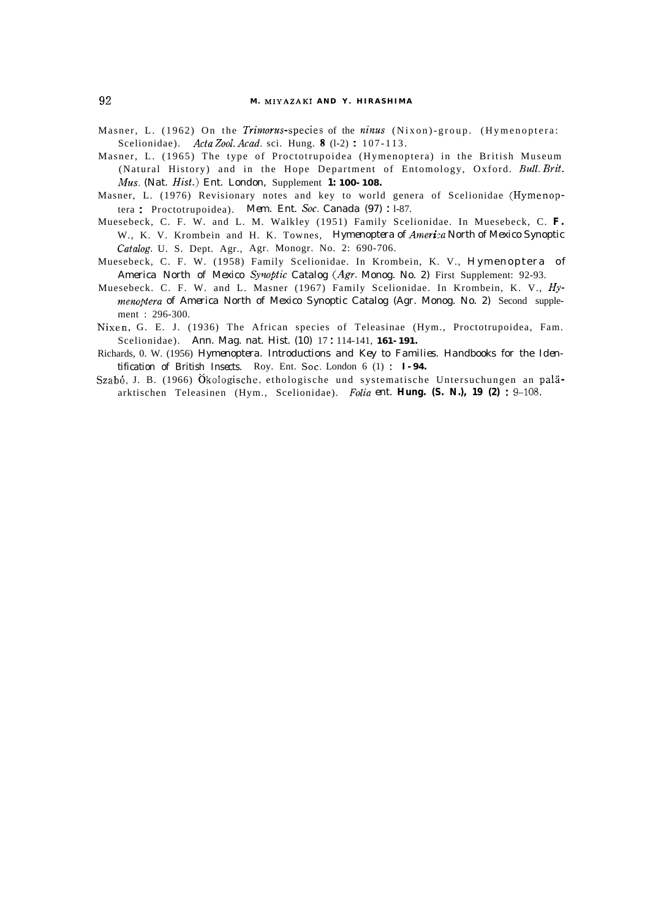Masner, L. (1962) On the *Trimorus*-species of the *ninus* (Nixon)-group. (Hymenoptera: Scelionidae). *Acta Zool. Acad.* sci. Hung. **8** (l-2) **:** 107-113.

Masner, L. (1965) The type of Proctotrupoidea (Hymenoptera) in the British Museum (Natural History) and in the Hope Department of Entomology, Oxford. *Bull. Brit. Mus.* (Nat. *Hist.*) Ent. London, Supplement **1: 100-108.**

Masner, L. (1976) Revisionary notes and key to world genera of Scelionidae (Hymenoptera **:** Proctotrupoidea). *Mem. Ent. Soc. Canada* (97) **:** l-87.

Muesebeck, C. F. W. and L. M. Walkley (1951) Family Scelionidae. In Muesebeck, C. **F.** W., K. V. Krombein and H. K. Townes, *Hymenoptera of America North of Mexico Synoptic Catalog.* U. S. Dept. Agr., Agr. Monogr. No. 2: 690-706.

Muesebeck, C. F. W. (1958) Family Scelionidae. In Krombein, K. V., *Hymenoptera of America North of Mexico Synoptic Catalog* (*Agr.* Monog. No. 2) First Supplement: 92-93.

Muesebeck. C. F. W. and L. Masner (1967) Family Scelionidae. In Krombein, K. V., *Hymenoptera of America North of Mexico Synoptic Catalog* (Agr. Monog. No. 2) Second supplement : 296-300.

Nixen, G. E. J. (1936) The African species of Teleasinae (Hym., Proctotrupoidea, Fam. Scelionidae). *Ann. Mag. nat. Hist.* (10) 17 **:** 114-141, **161-191.**

Richards, 0. W. (1956) *Hymenoptera. Introductions and Key to Families. Handbooks for the Identification of British Insects.* Roy. Ent. Soc. London 6 (1) **: l-94.**

Szabó, J. B. (1966) Ökologische, ethologische und systematische Untersuchungen an paläarktischen Teleasinen (Hym., Scelionidae). *Folia* ent. **Hung. (S. N.), 19 (2) :** 9-108.